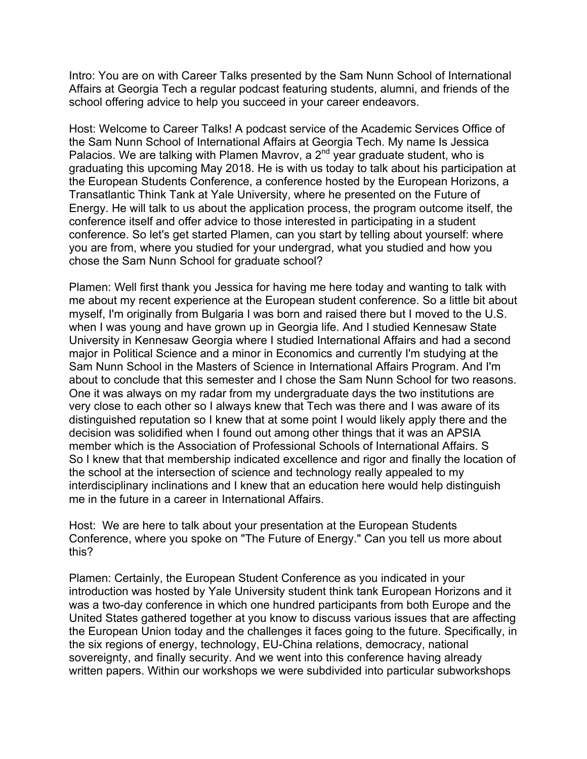Intro: You are on with Career Talks presented by the Sam Nunn School of International Affairs at Georgia Tech a regular podcast featuring students, alumni, and friends of the school offering advice to help you succeed in your career endeavors.

Host: Welcome to Career Talks! A podcast service of the Academic Services Office of the Sam Nunn School of International Affairs at Georgia Tech. My name Is Jessica Palacios. We are talking with Plamen Mavrov, a 2nd year graduate student, who is graduating this upcoming May 2018. He is with us today to talk about his participation at the European Students Conference, a conference hosted by the European Horizons, a Transatlantic Think Tank at Yale University, where he presented on the Future of Energy. He will talk to us about the application process, the program outcome itself, the conference itself and offer advice to those interested in participating in a student conference. So let's get started Plamen, can you start by telling about yourself: where you are from, where you studied for your undergrad, what you studied and how you chose the Sam Nunn School for graduate school?

Plamen: Well first thank you Jessica for having me here today and wanting to talk with me about my recent experience at the European student conference. So a little bit about myself, I'm originally from Bulgaria I was born and raised there but I moved to the U.S. when I was young and have grown up in Georgia life. And I studied Kennesaw State University in Kennesaw Georgia where I studied International Affairs and had a second major in Political Science and a minor in Economics and currently I'm studying at the Sam Nunn School in the Masters of Science in International Affairs Program. And I'm about to conclude that this semester and I chose the Sam Nunn School for two reasons. One it was always on my radar from my undergraduate days the two institutions are very close to each other so I always knew that Tech was there and I was aware of its distinguished reputation so I knew that at some point I would likely apply there and the decision was solidified when I found out among other things that it was an APSIA member which is the Association of Professional Schools of International Affairs. S So I knew that that membership indicated excellence and rigor and finally the location of the school at the intersection of science and technology really appealed to my interdisciplinary inclinations and I knew that an education here would help distinguish me in the future in a career in International Affairs.

Host: We are here to talk about your presentation at the European Students Conference, where you spoke on "The Future of Energy." Can you tell us more about this?

Plamen: Certainly, the European Student Conference as you indicated in your introduction was hosted by Yale University student think tank European Horizons and it was a two-day conference in which one hundred participants from both Europe and the United States gathered together at you know to discuss various issues that are affecting the European Union today and the challenges it faces going to the future. Specifically, in the six regions of energy, technology, EU-China relations, democracy, national sovereignty, and finally security. And we went into this conference having already written papers. Within our workshops we were subdivided into particular subworkshops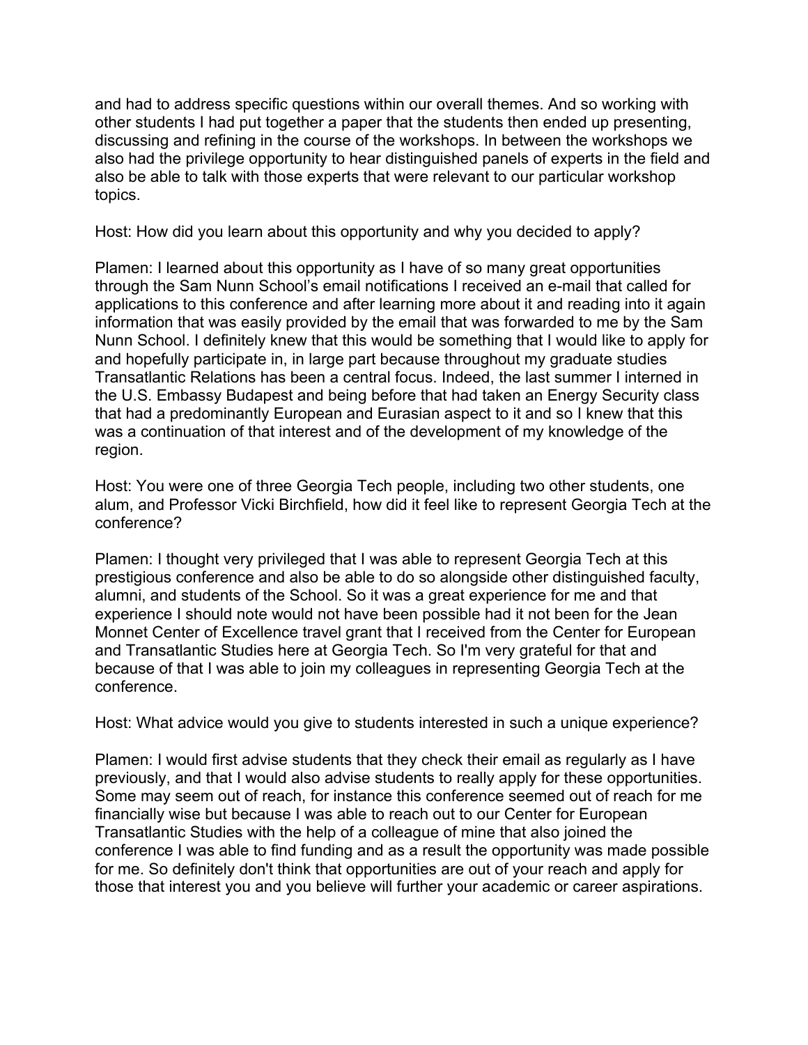and had to address specific questions within our overall themes. And so working with other students I had put together a paper that the students then ended up presenting, discussing and refining in the course of the workshops. In between the workshops we also had the privilege opportunity to hear distinguished panels of experts in the field and also be able to talk with those experts that were relevant to our particular workshop topics.

Host: How did you learn about this opportunity and why you decided to apply?

Plamen: I learned about this opportunity as I have of so many great opportunities through the Sam Nunn School's email notifications I received an e-mail that called for applications to this conference and after learning more about it and reading into it again information that was easily provided by the email that was forwarded to me by the Sam Nunn School. I definitely knew that this would be something that I would like to apply for and hopefully participate in, in large part because throughout my graduate studies Transatlantic Relations has been a central focus. Indeed, the last summer I interned in the U.S. Embassy Budapest and being before that had taken an Energy Security class that had a predominantly European and Eurasian aspect to it and so I knew that this was a continuation of that interest and of the development of my knowledge of the region.

Host: You were one of three Georgia Tech people, including two other students, one alum, and Professor Vicki Birchfield, how did it feel like to represent Georgia Tech at the conference?

Plamen: I thought very privileged that I was able to represent Georgia Tech at this prestigious conference and also be able to do so alongside other distinguished faculty, alumni, and students of the School. So it was a great experience for me and that experience I should note would not have been possible had it not been for the Jean Monnet Center of Excellence travel grant that I received from the Center for European and Transatlantic Studies here at Georgia Tech. So I'm very grateful for that and because of that I was able to join my colleagues in representing Georgia Tech at the conference.

Host: What advice would you give to students interested in such a unique experience?

Plamen: I would first advise students that they check their email as regularly as I have previously, and that I would also advise students to really apply for these opportunities. Some may seem out of reach, for instance this conference seemed out of reach for me financially wise but because I was able to reach out to our Center for European Transatlantic Studies with the help of a colleague of mine that also joined the conference I was able to find funding and as a result the opportunity was made possible for me. So definitely don't think that opportunities are out of your reach and apply for those that interest you and you believe will further your academic or career aspirations.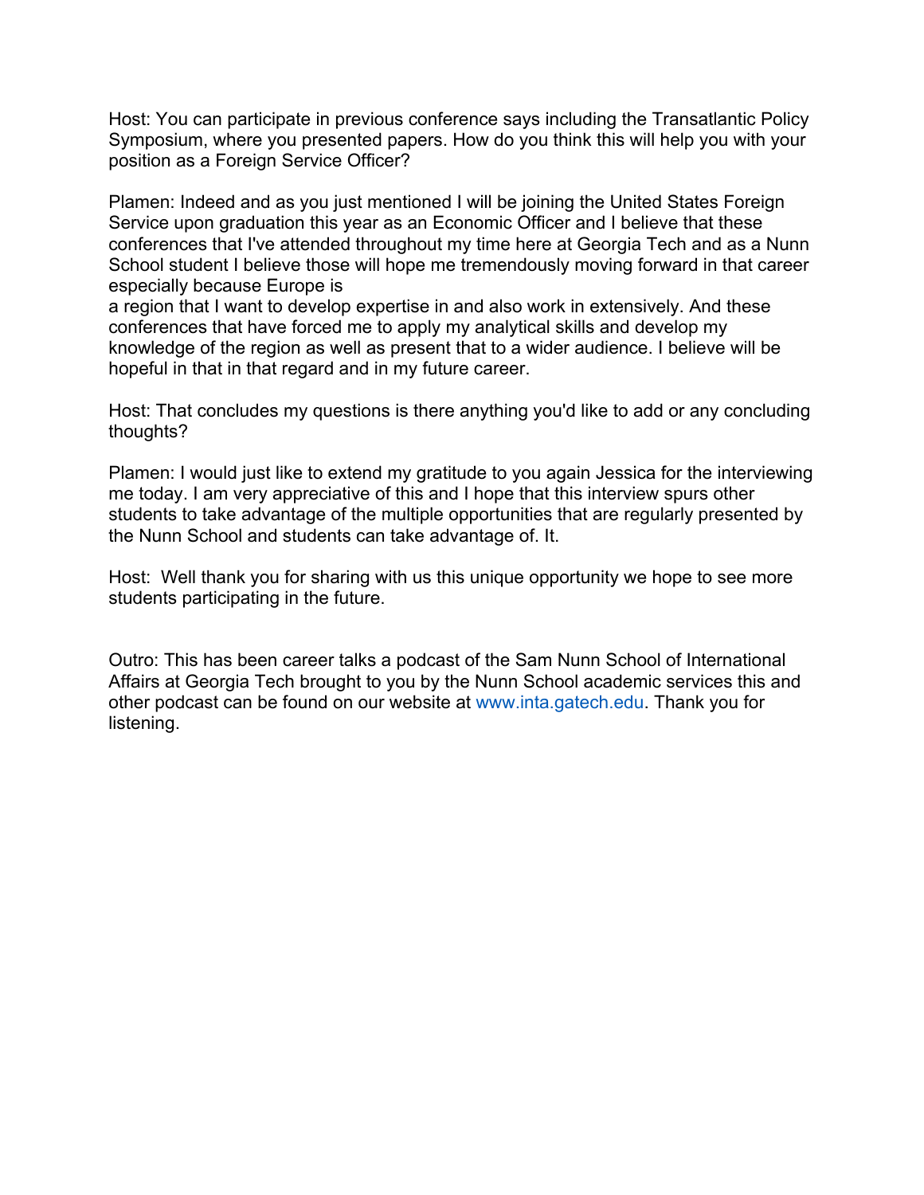Host: You can participate in previous conference says including the Transatlantic Policy Symposium, where you presented papers. How do you think this will help you with your position as a Foreign Service Officer?

Plamen: Indeed and as you just mentioned I will be joining the United States Foreign Service upon graduation this year as an Economic Officer and I believe that these conferences that I've attended throughout my time here at Georgia Tech and as a Nunn School student I believe those will hope me tremendously moving forward in that career especially because Europe is
a region that I want to develop expertise in and also work in extensively. And these conferences that have forced me to apply my analytical skills and develop my knowledge of the region as well as present that to a wider audience. I believe will be hopeful in that in that regard and in my future career.

Host: That concludes my questions is there anything you'd like to add or any concluding thoughts?

Plamen: I would just like to extend my gratitude to you again Jessica for the interviewing me today. I am very appreciative of this and I hope that this interview spurs other students to take advantage of the multiple opportunities that are regularly presented by the Nunn School and students can take advantage of. It.

Host: Well thank you for sharing with us this unique opportunity we hope to see more students participating in the future.

Outro: This has been career talks a podcast of the Sam Nunn School of International Affairs at Georgia Tech brought to you by the Nunn School academic services this and other podcast can be found on our website at www.inta.gatech.edu. Thank you for listening.